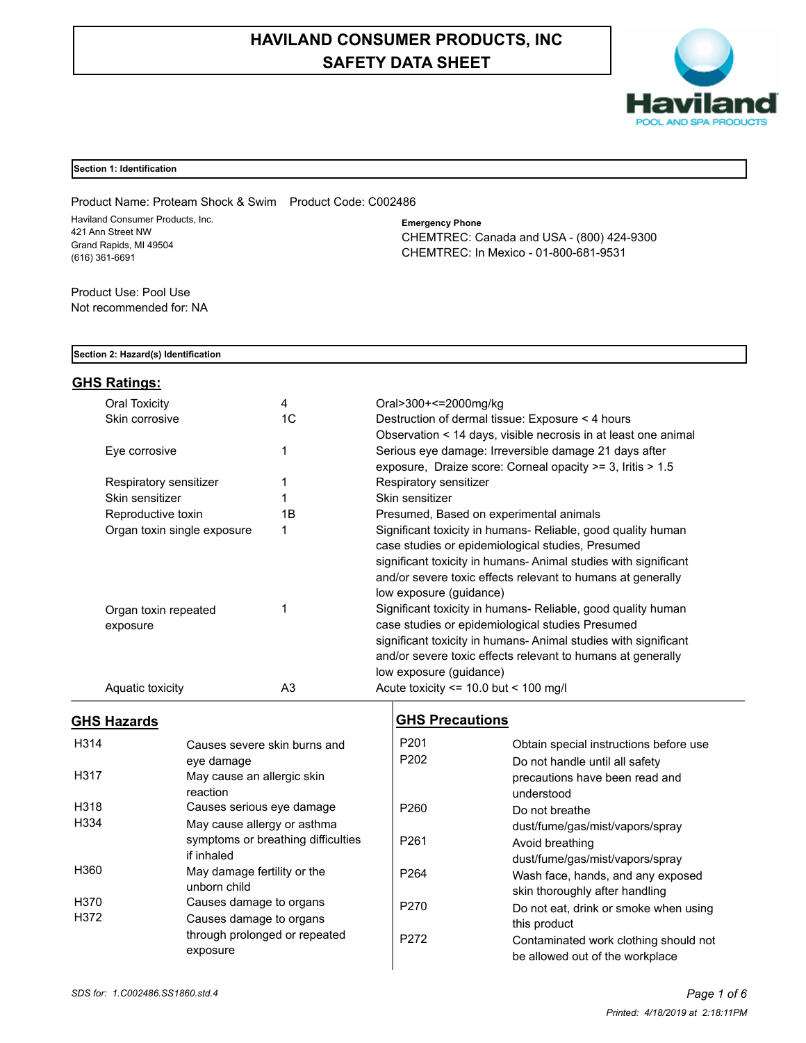# HAVILAND CONSUMER PRODUCTS, INC
# SAFETY DATA SHEET

Haviland
POOL AND SPA PRODUCTS

## Section 1: Identification

Product Name: Proteam Shock & Swim    Product Code: C002486

Haviland Consumer Products, Inc.
421 Ann Street NW
Grand Rapids, MI 49504
(616) 361-6691

**Emergency Phone**
CHEMTREC: Canada and USA - (800) 424-9300
CHEMTREC: In Mexico - 01-800-681-9531

Product Use: Pool Use
Not recommended for: NA

## Section 2: Hazard(s) Identification

### GHS Ratings:

| | | |
|---|---|---|
| Oral Toxicity | 4 | Oral>300+<=2000mg/kg |
| Skin corrosive | 1C | Destruction of dermal tissue: Exposure < 4 hours Observation < 14 days, visible necrosis in at least one animal |
| Eye corrosive | 1 | Serious eye damage: Irreversible damage 21 days after exposure, Draize score: Corneal opacity >= 3, Iritis > 1.5 |
| Respiratory sensitizer | 1 | Respiratory sensitizer |
| Skin sensitizer | 1 | Skin sensitizer |
| Reproductive toxin | 1B | Presumed, Based on experimental animals |
| Organ toxin single exposure | 1 | Significant toxicity in humans- Reliable, good quality human case studies or epidemiological studies, Presumed significant toxicity in humans- Animal studies with significant and/or severe toxic effects relevant to humans at generally low exposure (guidance) |
| Organ toxin repeated exposure | 1 | Significant toxicity in humans- Reliable, good quality human case studies or epidemiological studies Presumed significant toxicity in humans- Animal studies with significant and/or severe toxic effects relevant to humans at generally low exposure (guidance) |
| Aquatic toxicity | A3 | Acute toxicity <= 10.0 but < 100 mg/l |

### GHS Hazards

| | |
|---|---|
| H314 | Causes severe skin burns and eye damage |
| H317 | May cause an allergic skin reaction |
| H318 | Causes serious eye damage |
| H334 | May cause allergy or asthma symptoms or breathing difficulties if inhaled |
| H360 | May damage fertility or the unborn child |
| H370 | Causes damage to organs |
| H372 | Causes damage to organs through prolonged or repeated exposure |

### GHS Precautions

| | |
|---|---|
| P201 | Obtain special instructions before use |
| P202 | Do not handle until all safety precautions have been read and understood |
| P260 | Do not breathe dust/fume/gas/mist/vapors/spray |
| P261 | Avoid breathing dust/fume/gas/mist/vapors/spray |
| P264 | Wash face, hands, and any exposed skin thoroughly after handling |
| P270 | Do not eat, drink or smoke when using this product |
| P272 | Contaminated work clothing should not be allowed out of the workplace |

*SDS for: 1.C002486.SS1860.std.4*

*Printed: 4/18/2019 at 2:18:11PM*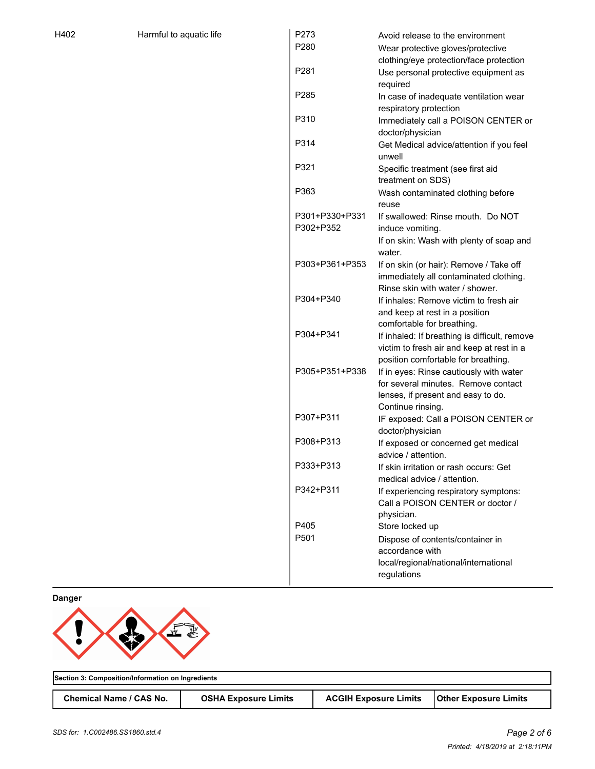| | | | |
|---|---|---|---|
| H402 | Harmful to aquatic life | P273 | Avoid release to the environment |
| | | P280 | Wear protective gloves/protective clothing/eye protection/face protection |
| | | P281 | Use personal protective equipment as required |
| | | P285 | In case of inadequate ventilation wear respiratory protection |
| | | P310 | Immediately call a POISON CENTER or doctor/physician |
| | | P314 | Get Medical advice/attention if you feel unwell |
| | | P321 | Specific treatment (see first aid treatment on SDS) |
| | | P363 | Wash contaminated clothing before reuse |
| | | P301+P330+P331 | If swallowed: Rinse mouth. Do NOT induce vomiting. |
| | | P302+P352 | If on skin: Wash with plenty of soap and water. |
| | | P303+P361+P353 | If on skin (or hair): Remove / Take off immediately all contaminated clothing. Rinse skin with water / shower. |
| | | P304+P340 | If inhales: Remove victim to fresh air and keep at rest in a position comfortable for breathing. |
| | | P304+P341 | If inhaled: If breathing is difficult, remove victim to fresh air and keep at rest in a position comfortable for breathing. |
| | | P305+P351+P338 | If in eyes: Rinse cautiously with water for several minutes. Remove contact lenses, if present and easy to do. Continue rinsing. |
| | | P307+P311 | IF exposed: Call a POISON CENTER or doctor/physician |
| | | P308+P313 | If exposed or concerned get medical advice / attention. |
| | | P333+P313 | If skin irritation or rash occurs: Get medical advice / attention. |
| | | P342+P311 | If experiencing respiratory symptons: Call a POISON CENTER or doctor / physician. |
| | | P405 | Store locked up |
| | | P501 | Dispose of contents/container in accordance with local/regional/national/international regulations |

**Danger**

**Section 3: Composition/Information on Ingredients**

| Chemical Name / CAS No. | OSHA Exposure Limits | ACGIH Exposure Limits | Other Exposure Limits |
|---|---|---|---|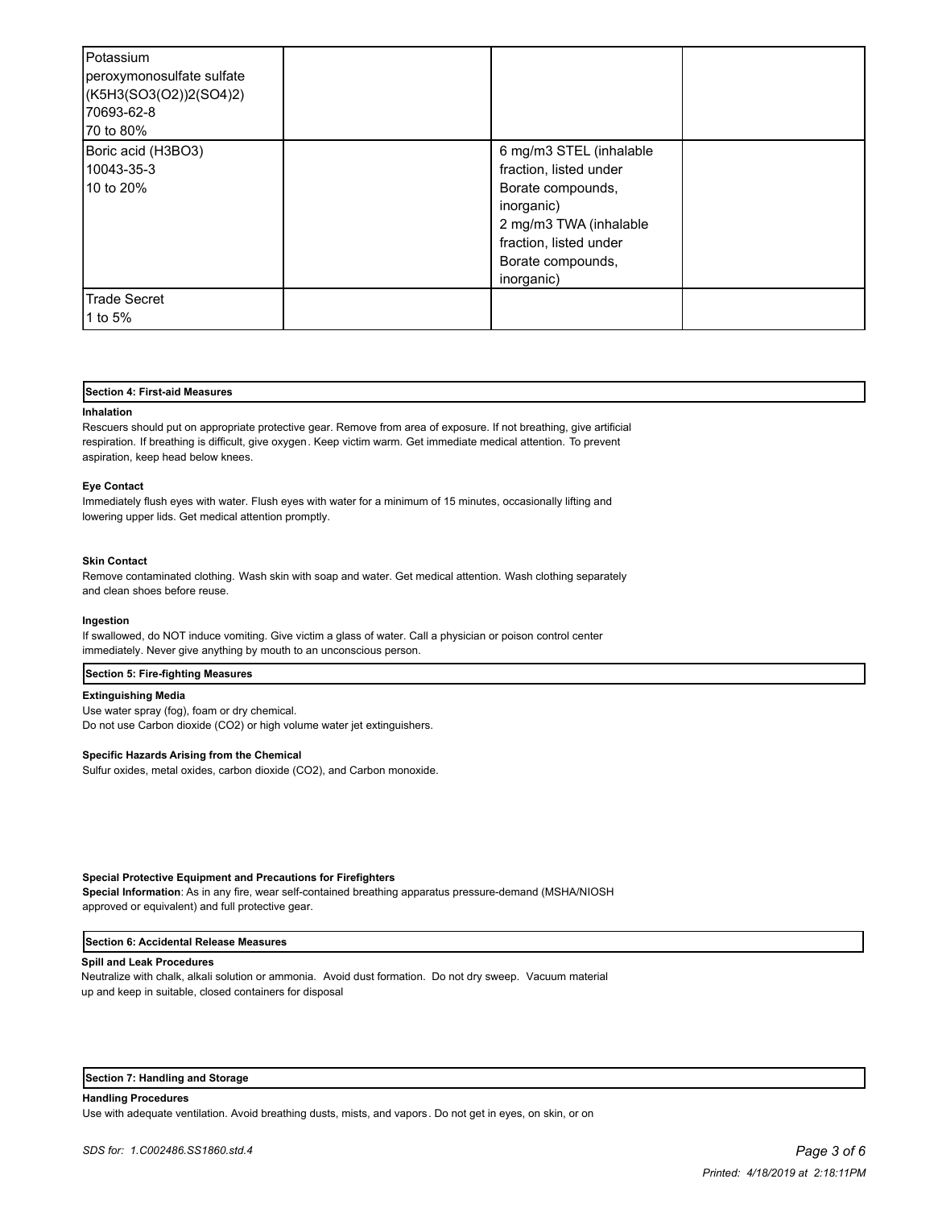| | | | |
|---|---|---|---|
| Potassium peroxymonosulfate sulfate ($K_5H_3(SO_3(O_2))_2(SO_4)_2$) 70693-62-8 70 to 80% | | | |
| Boric acid ($H_3BO_3$) 10043-35-3 10 to 20% | | 6 mg/m3 STEL (inhalable fraction, listed under Borate compounds, inorganic) 2 mg/m3 TWA (inhalable fraction, listed under Borate compounds, inorganic) | |
| Trade Secret 1 to 5% | | | |

## Section 4: First-aid Measures

**Inhalation**

Rescuers should put on appropriate protective gear. Remove from area of exposure. If not breathing, give artificial respiration. If breathing is difficult, give oxygen. Keep victim warm. Get immediate medical attention. To prevent aspiration, keep head below knees.

**Eye Contact**

Immediately flush eyes with water. Flush eyes with water for a minimum of 15 minutes, occasionally lifting and lowering upper lids. Get medical attention promptly.

**Skin Contact**

Remove contaminated clothing. Wash skin with soap and water. Get medical attention. Wash clothing separately and clean shoes before reuse.

**Ingestion**

If swallowed, do NOT induce vomiting. Give victim a glass of water. Call a physician or poison control center immediately. Never give anything by mouth to an unconscious person.

## Section 5: Fire-fighting Measures

**Extinguishing Media**

Use water spray (fog), foam or dry chemical.
Do not use Carbon dioxide ($CO_2$) or high volume water jet extinguishers.

**Specific Hazards Arising from the Chemical**

Sulfur oxides, metal oxides, carbon dioxide ($CO_2$), and Carbon monoxide.

**Special Protective Equipment and Precautions for Firefighters**

**Special Information**: As in any fire, wear self-contained breathing apparatus pressure-demand (MSHA/NIOSH approved or equivalent) and full protective gear.

## Section 6: Accidental Release Measures

**Spill and Leak Procedures**

Neutralize with chalk, alkali solution or ammonia. Avoid dust formation. Do not dry sweep. Vacuum material up and keep in suitable, closed containers for disposal

## Section 7: Handling and Storage

**Handling Procedures**

Use with adequate ventilation. Avoid breathing dusts, mists, and vapors. Do not get in eyes, on skin, or on

SDS for: 1.C002486.SS1860.std.4

Printed: 4/18/2019 at 2:18:11PM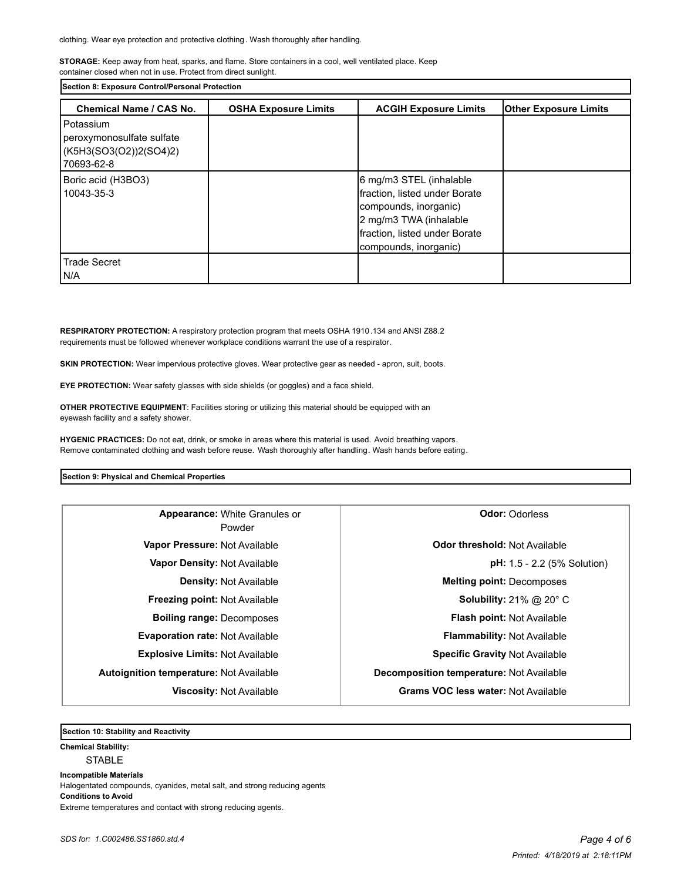clothing. Wear eye protection and protective clothing. Wash thoroughly after handling.

**STORAGE:** Keep away from heat, sparks, and flame. Store containers in a cool, well ventilated place. Keep container closed when not in use. Protect from direct sunlight.

## Section 8: Exposure Control/Personal Protection

| Chemical Name / CAS No. | OSHA Exposure Limits | ACGIH Exposure Limits | Other Exposure Limits |
|---|---|---|---|
| Potassium peroxymonosulfate sulfate (K5H3(SO3(O2))2(SO4)2) 70693-62-8 | | | |
| Boric acid (H3BO3) 10043-35-3 | | 6 mg/m3 STEL (inhalable fraction, listed under Borate compounds, inorganic) 2 mg/m3 TWA (inhalable fraction, listed under Borate compounds, inorganic) | |
| Trade Secret N/A | | | |

**RESPIRATORY PROTECTION:** A respiratory protection program that meets OSHA 1910.134 and ANSI Z88.2 requirements must be followed whenever workplace conditions warrant the use of a respirator.

**SKIN PROTECTION:** Wear impervious protective gloves. Wear protective gear as needed - apron, suit, boots.

**EYE PROTECTION:** Wear safety glasses with side shields (or goggles) and a face shield.

**OTHER PROTECTIVE EQUIPMENT**: Facilities storing or utilizing this material should be equipped with an eyewash facility and a safety shower.

**HYGENIC PRACTICES:** Do not eat, drink, or smoke in areas where this material is used. Avoid breathing vapors. Remove contaminated clothing and wash before reuse. Wash thoroughly after handling. Wash hands before eating.

## Section 9: Physical and Chemical Properties

| | |
|---|---|
| **Appearance:** White Granules or Powder | **Odor:** Odorless |
| **Vapor Pressure:** Not Available | **Odor threshold:** Not Available |
| **Vapor Density:** Not Available | **pH:** 1.5 - 2.2 (5% Solution) |
| **Density:** Not Available | **Melting point:** Decomposes |
| **Freezing point:** Not Available | **Solubility:** 21% @ 20° C |
| **Boiling range:** Decomposes | **Flash point:** Not Available |
| **Evaporation rate:** Not Available | **Flammability:** Not Available |
| **Explosive Limits:** Not Available | **Specific Gravity** Not Available |
| **Autoignition temperature:** Not Available | **Decomposition temperature:** Not Available |
| **Viscosity:** Not Available | **Grams VOC less water:** Not Available |

## Section 10: Stability and Reactivity

**Chemical Stability:**

STABLE

**Incompatible Materials**

Halogentated compounds, cyanides, metal salt, and strong reducing agents

**Conditions to Avoid**

Extreme temperatures and contact with strong reducing agents.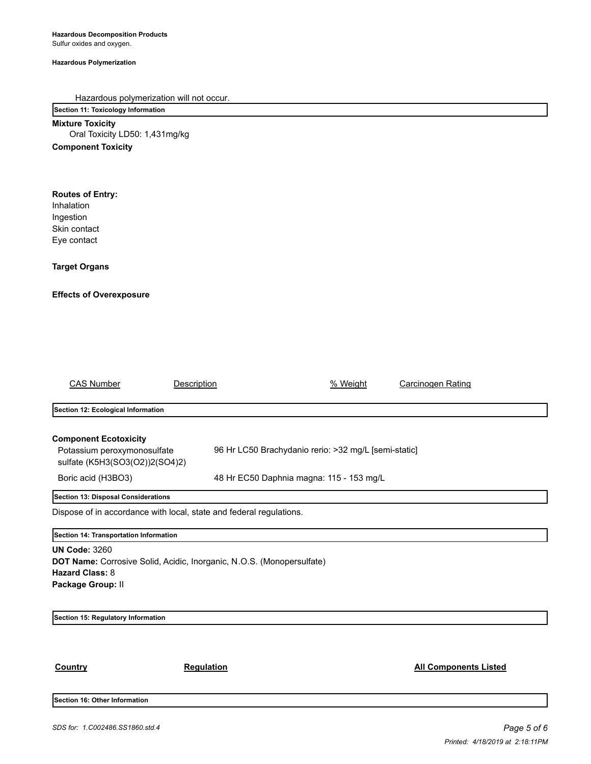**Hazardous Decomposition Products**

Sulfur oxides and oxygen.

**Hazardous Polymerization**

Hazardous polymerization will not occur.

## Section 11: Toxicology Information

**Mixture Toxicity**

Oral Toxicity LD50: 1,431mg/kg

**Component Toxicity**

**Routes of Entry:**

Inhalation
Ingestion
Skin contact
Eye contact

**Target Organs**

**Effects of Overexposure**

| CAS Number | Description | % Weight | Carcinogen Rating |
| --- | --- | --- | --- |

## Section 12: Ecological Information

**Component Ecotoxicity**

| | |
| --- | --- |
| Potassium peroxymonosulfate sulfate (K5H3(SO3(O2))2(SO4)2) | 96 Hr LC50 Brachydanio rerio: >32 mg/L [semi-static] |
| Boric acid (H3BO3) | 48 Hr EC50 Daphnia magna: 115 - 153 mg/L |

## Section 13: Disposal Considerations

Dispose of in accordance with local, state and federal regulations.

## Section 14: Transportation Information

**UN Code:** 3260
**DOT Name:** Corrosive Solid, Acidic, Inorganic, N.O.S. (Monopersulfate)
**Hazard Class:** 8
**Package Group:** II

## Section 15: Regulatory Information

| Country | Regulation | All Components Listed |
| --- | --- | --- |

## Section 16: Other Information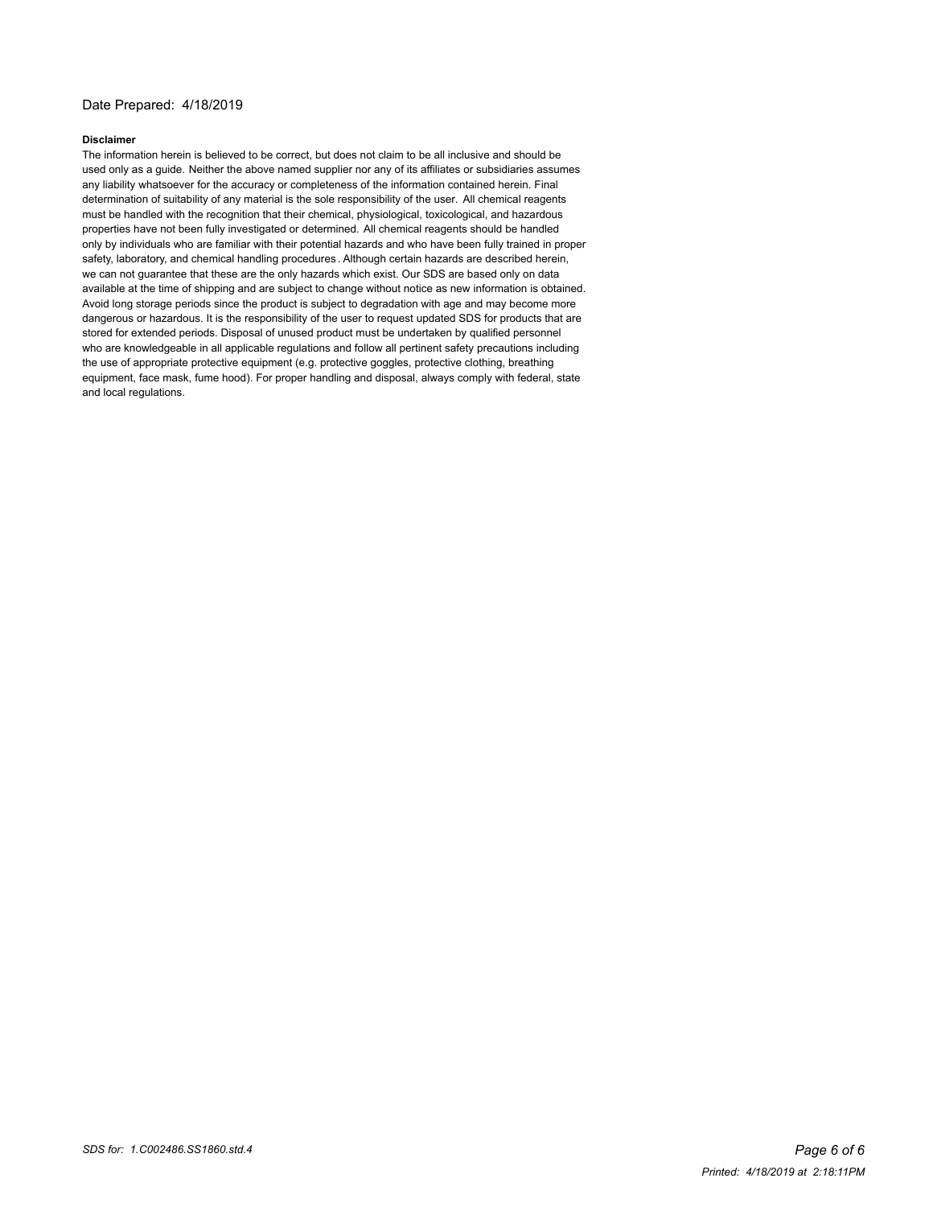Date Prepared: 4/18/2019

**Disclaimer**

The information herein is believed to be correct, but does not claim to be all inclusive and should be used only as a guide. Neither the above named supplier nor any of its affiliates or subsidiaries assumes any liability whatsoever for the accuracy or completeness of the information contained herein. Final determination of suitability of any material is the sole responsibility of the user. All chemical reagents must be handled with the recognition that their chemical, physiological, toxicological, and hazardous properties have not been fully investigated or determined. All chemical reagents should be handled only by individuals who are familiar with their potential hazards and who have been fully trained in proper safety, laboratory, and chemical handling procedures. Although certain hazards are described herein, we can not guarantee that these are the only hazards which exist. Our SDS are based only on data available at the time of shipping and are subject to change without notice as new information is obtained. Avoid long storage periods since the product is subject to degradation with age and may become more dangerous or hazardous. It is the responsibility of the user to request updated SDS for products that are stored for extended periods. Disposal of unused product must be undertaken by qualified personnel who are knowledgeable in all applicable regulations and follow all pertinent safety precautions including the use of appropriate protective equipment (e.g. protective goggles, protective clothing, breathing equipment, face mask, fume hood). For proper handling and disposal, always comply with federal, state and local regulations.